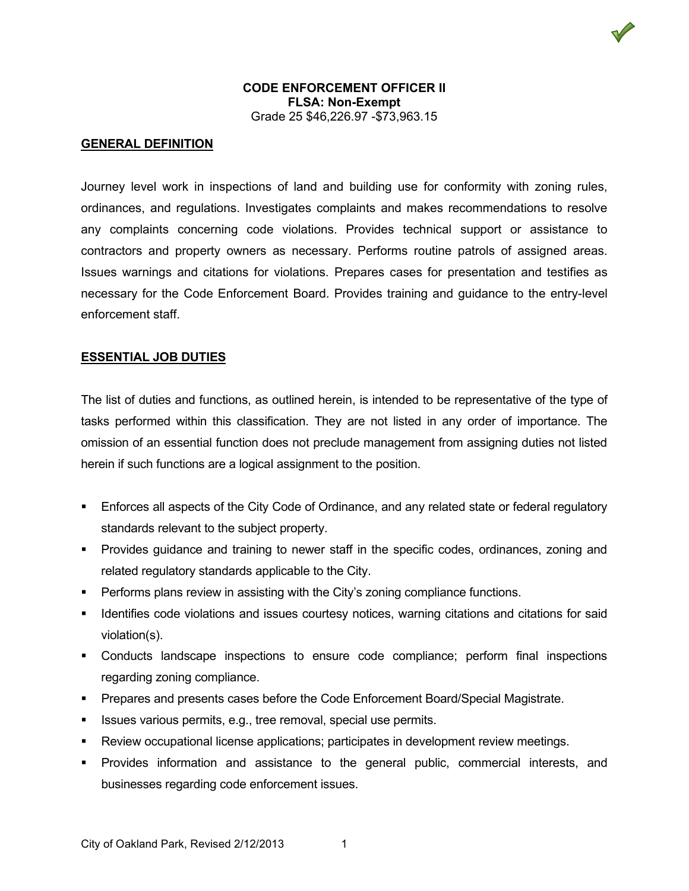# CODE ENFORCEMENT OFFICER II

**FLSA: Non-Exempt**

Grade 25 $46,226.97 -$73,963.15

## GENERAL DEFINITION

Journey level work in inspections of land and building use for conformity with zoning rules, ordinances, and regulations. Investigates complaints and makes recommendations to resolve any complaints concerning code violations. Provides technical support or assistance to contractors and property owners as necessary. Performs routine patrols of assigned areas. Issues warnings and citations for violations. Prepares cases for presentation and testifies as necessary for the Code Enforcement Board. Provides training and guidance to the entry-level enforcement staff.

## ESSENTIAL JOB DUTIES

The list of duties and functions, as outlined herein, is intended to be representative of the type of tasks performed within this classification. They are not listed in any order of importance. The omission of an essential function does not preclude management from assigning duties not listed herein if such functions are a logical assignment to the position.

- Enforces all aspects of the City Code of Ordinance, and any related state or federal regulatory standards relevant to the subject property.
- Provides guidance and training to newer staff in the specific codes, ordinances, zoning and related regulatory standards applicable to the City.
- Performs plans review in assisting with the City's zoning compliance functions.
- Identifies code violations and issues courtesy notices, warning citations and citations for said violation(s).
- Conducts landscape inspections to ensure code compliance; perform final inspections regarding zoning compliance.
- Prepares and presents cases before the Code Enforcement Board/Special Magistrate.
- Issues various permits, e.g., tree removal, special use permits.
- Review occupational license applications; participates in development review meetings.
- Provides information and assistance to the general public, commercial interests, and businesses regarding code enforcement issues.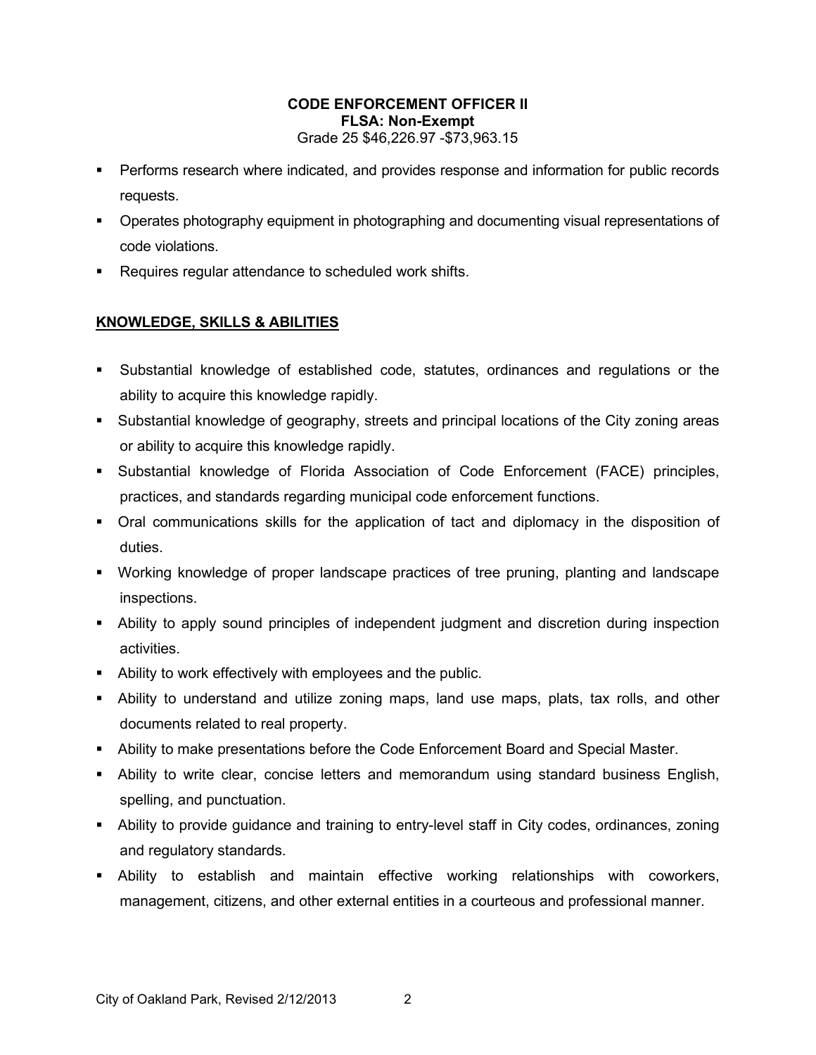**CODE ENFORCEMENT OFFICER II**
**FLSA: Non-Exempt**
Grade 25 $46,226.97 -$73,963.15

- Performs research where indicated, and provides response and information for public records requests.
- Operates photography equipment in photographing and documenting visual representations of code violations.
- Requires regular attendance to scheduled work shifts.

## KNOWLEDGE, SKILLS & ABILITIES

- Substantial knowledge of established code, statutes, ordinances and regulations or the ability to acquire this knowledge rapidly.
- Substantial knowledge of geography, streets and principal locations of the City zoning areas or ability to acquire this knowledge rapidly.
- Substantial knowledge of Florida Association of Code Enforcement (FACE) principles, practices, and standards regarding municipal code enforcement functions.
- Oral communications skills for the application of tact and diplomacy in the disposition of duties.
- Working knowledge of proper landscape practices of tree pruning, planting and landscape inspections.
- Ability to apply sound principles of independent judgment and discretion during inspection activities.
- Ability to work effectively with employees and the public.
- Ability to understand and utilize zoning maps, land use maps, plats, tax rolls, and other documents related to real property.
- Ability to make presentations before the Code Enforcement Board and Special Master.
- Ability to write clear, concise letters and memorandum using standard business English, spelling, and punctuation.
- Ability to provide guidance and training to entry-level staff in City codes, ordinances, zoning and regulatory standards.
- Ability to establish and maintain effective working relationships with coworkers, management, citizens, and other external entities in a courteous and professional manner.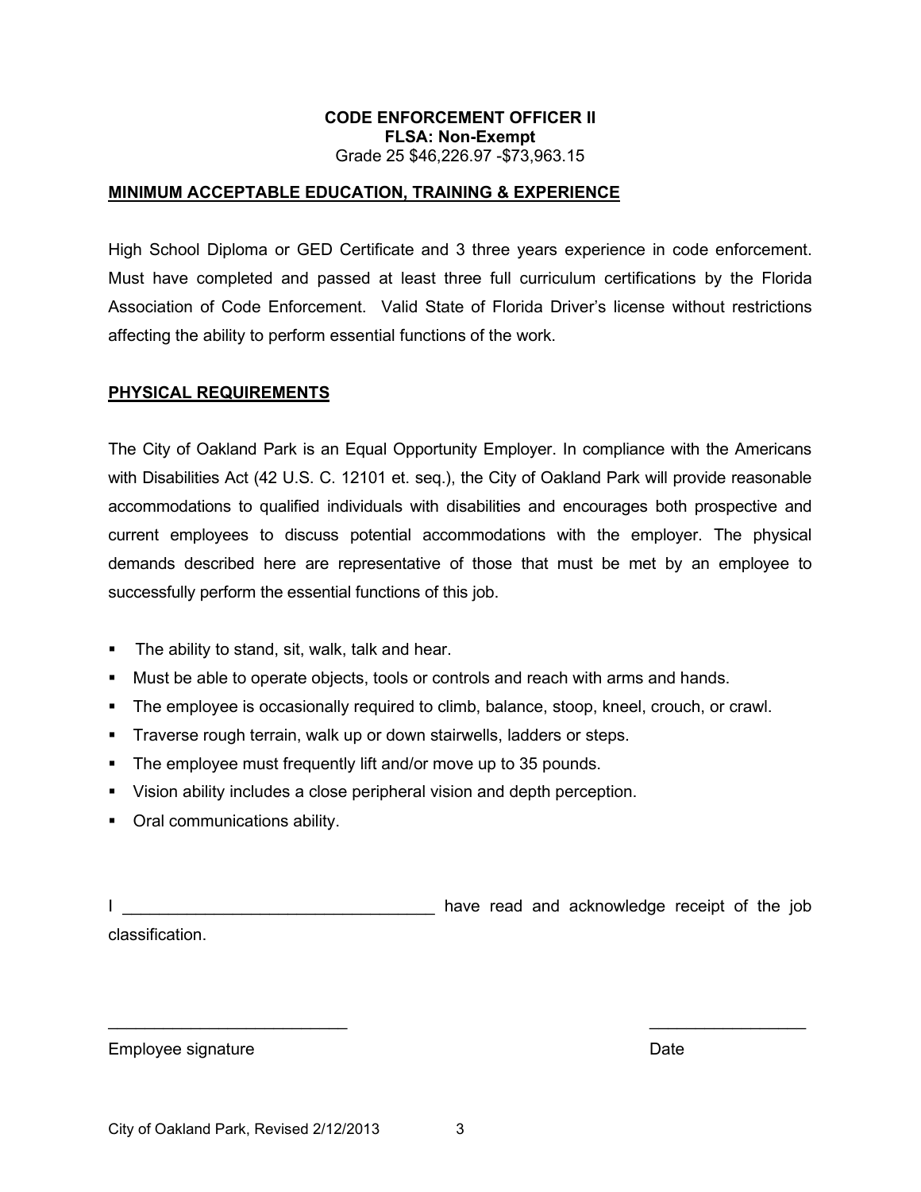**CODE ENFORCEMENT OFFICER II**
**FLSA: Non-Exempt**
Grade 25 $46,226.97 -$73,963.15

## MINIMUM ACCEPTABLE EDUCATION, TRAINING & EXPERIENCE

High School Diploma or GED Certificate and 3 three years experience in code enforcement. Must have completed and passed at least three full curriculum certifications by the Florida Association of Code Enforcement. Valid State of Florida Driver's license without restrictions affecting the ability to perform essential functions of the work.

## PHYSICAL REQUIREMENTS

The City of Oakland Park is an Equal Opportunity Employer. In compliance with the Americans with Disabilities Act (42 U.S. C. 12101 et. seq.), the City of Oakland Park will provide reasonable accommodations to qualified individuals with disabilities and encourages both prospective and current employees to discuss potential accommodations with the employer. The physical demands described here are representative of those that must be met by an employee to successfully perform the essential functions of this job.

- The ability to stand, sit, walk, talk and hear.
- Must be able to operate objects, tools or controls and reach with arms and hands.
- The employee is occasionally required to climb, balance, stoop, kneel, crouch, or crawl.
- Traverse rough terrain, walk up or down stairwells, ladders or steps.
- The employee must frequently lift and/or move up to 35 pounds.
- Vision ability includes a close peripheral vision and depth perception.
- Oral communications ability.

I ________________________________ have read and acknowledge receipt of the job classification.

__________________________ &nbsp;&nbsp;&nbsp;&nbsp;&nbsp;&nbsp;&nbsp;&nbsp;&nbsp;&nbsp;&nbsp;&nbsp;&nbsp;&nbsp;&nbsp;&nbsp; _________________

Employee signature &nbsp;&nbsp;&nbsp;&nbsp;&nbsp;&nbsp;&nbsp;&nbsp;&nbsp;&nbsp;&nbsp;&nbsp;&nbsp;&nbsp;&nbsp;&nbsp;&nbsp;&nbsp;&nbsp;&nbsp;&nbsp;&nbsp;&nbsp;&nbsp; Date

City of Oakland Park, Revised 2/12/2013